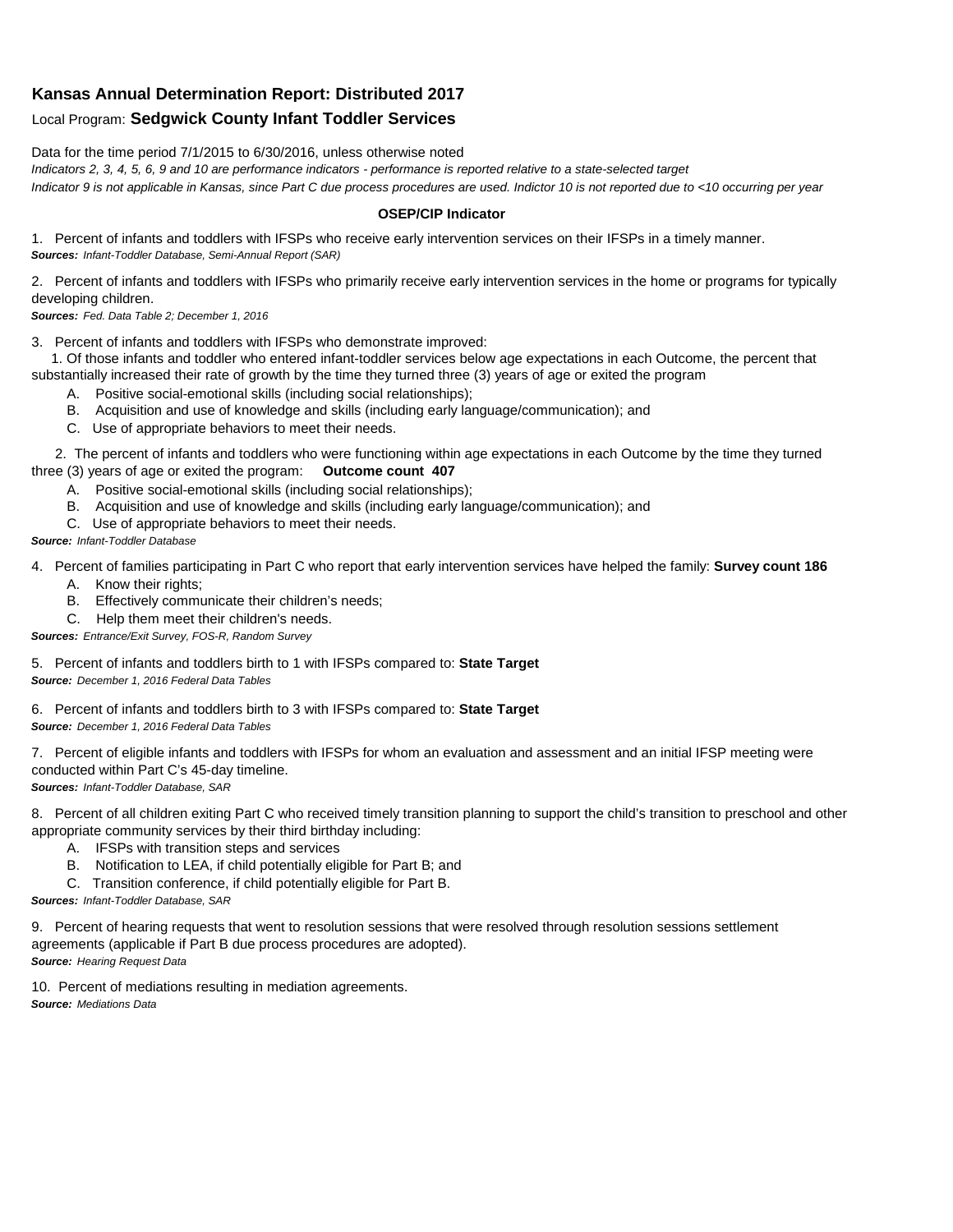**Kansas Annual Determination Report: Distributed 2017**

Local Program: **Sedgwick County Infant Toddler Services**

Data for the time period 7/1/2015 to 6/30/2016, unless otherwise noted

*Indicators 2, 3, 4, 5, 6, 9 and 10 are performance indicators - performance is reported relative to a state-selected target*

*Indicator 9 is not applicable in Kansas, since Part C due process procedures are used. Indictor 10 is not reported due to <10 occurring per year*

**OSEP/CIP Indicator**

1. Percent of infants and toddlers with IFSPs who receive early intervention services on their IFSPs in a timely manner.
***Sources:*** *Infant-Toddler Database, Semi-Annual Report (SAR)*

2. Percent of infants and toddlers with IFSPs who primarily receive early intervention services in the home or programs for typically developing children.
***Sources:*** *Fed. Data Table 2; December 1, 2016*

3. Percent of infants and toddlers with IFSPs who demonstrate improved:
   1. Of those infants and toddler who entered infant-toddler services below age expectations in each Outcome, the percent that substantially increased their rate of growth by the time they turned three (3) years of age or exited the program
      - A. Positive social-emotional skills (including social relationships);
      - B. Acquisition and use of knowledge and skills (including early language/communication); and
      - C. Use of appropriate behaviors to meet their needs.

   2. The percent of infants and toddlers who were functioning within age expectations in each Outcome by the time they turned three (3) years of age or exited the program: **Outcome count 407**
      - A. Positive social-emotional skills (including social relationships);
      - B. Acquisition and use of knowledge and skills (including early language/communication); and
      - C. Use of appropriate behaviors to meet their needs.

***Source:*** *Infant-Toddler Database*

4. Percent of families participating in Part C who report that early intervention services have helped the family: **Survey count 186**
   - A. Know their rights;
   - B. Effectively communicate their children's needs;
   - C. Help them meet their children's needs.

***Sources:*** *Entrance/Exit Survey, FOS-R, Random Survey*

5. Percent of infants and toddlers birth to 1 with IFSPs compared to: **State Target**
***Source:*** *December 1, 2016 Federal Data Tables*

6. Percent of infants and toddlers birth to 3 with IFSPs compared to: **State Target**
***Source:*** *December 1, 2016 Federal Data Tables*

7. Percent of eligible infants and toddlers with IFSPs for whom an evaluation and assessment and an initial IFSP meeting were conducted within Part C's 45-day timeline.
***Sources:*** *Infant-Toddler Database, SAR*

8. Percent of all children exiting Part C who received timely transition planning to support the child's transition to preschool and other appropriate community services by their third birthday including:
   - A. IFSPs with transition steps and services
   - B. Notification to LEA, if child potentially eligible for Part B; and
   - C. Transition conference, if child potentially eligible for Part B.

***Sources:*** *Infant-Toddler Database, SAR*

9. Percent of hearing requests that went to resolution sessions that were resolved through resolution sessions settlement agreements (applicable if Part B due process procedures are adopted).
***Source:*** *Hearing Request Data*

10. Percent of mediations resulting in mediation agreements.
***Source:*** *Mediations Data*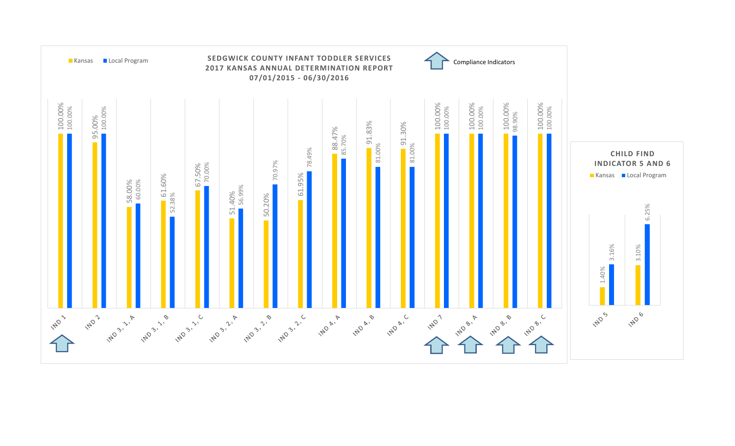SEDGWICK COUNTY INFANT TODDLER SERVICES
2017 KANSAS ANNUAL DETERMINATION REPORT
07/01/2015 - 06/30/2016

Kansas
Local Program

Compliance Indicators

IND 1: 100.00% 100.00%
IND 2: 95.00% 100.00%
IND 3, 1, A: 58.00% 60.00%
IND 3, 1, B: 61.60% 52.38%
IND 3, 1, C: 67.50% 70.00%
IND 3, 2, A: 51.40% 56.99%
IND 3, 2, B: 50.20% 70.97%
IND 3, 2, C: 61.95% 78.49%
IND 4, A: 88.47% 85.70%
IND 4, B: 91.83% 81.00%
IND 4, C: 91.30% 81.00%
IND 7: 100.00% 100.00%
IND 8, A: 100.00% 100.00%
IND 8, B: 100.00% 98.90%
IND 8, C: 100.00% 100.00%

CHILD FIND
INDICATOR 5 AND 6

Kansas
Local Program

IND 5: 1.40% 3.16%
IND 6: 3.10% 6.25%